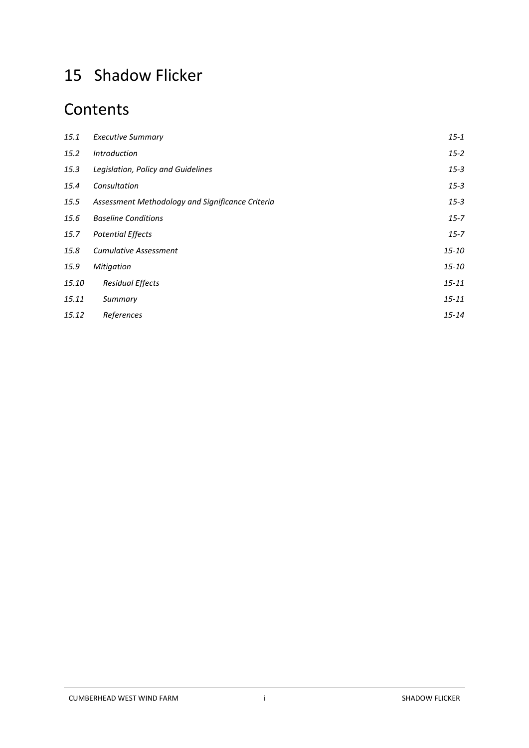# 15 Shadow Flicker

## Contents

| | | |
|---|---|---|
| *15.1* | *Executive Summary* | *15-1* |
| *15.2* | *Introduction* | *15-2* |
| *15.3* | *Legislation, Policy and Guidelines* | *15-3* |
| *15.4* | *Consultation* | *15-3* |
| *15.5* | *Assessment Methodology and Significance Criteria* | *15-3* |
| *15.6* | *Baseline Conditions* | *15-7* |
| *15.7* | *Potential Effects* | *15-7* |
| *15.8* | *Cumulative Assessment* | *15-10* |
| *15.9* | *Mitigation* | *15-10* |
| *15.10* | *Residual Effects* | *15-11* |
| *15.11* | *Summary* | *15-11* |
| *15.12* | *References* | *15-14* |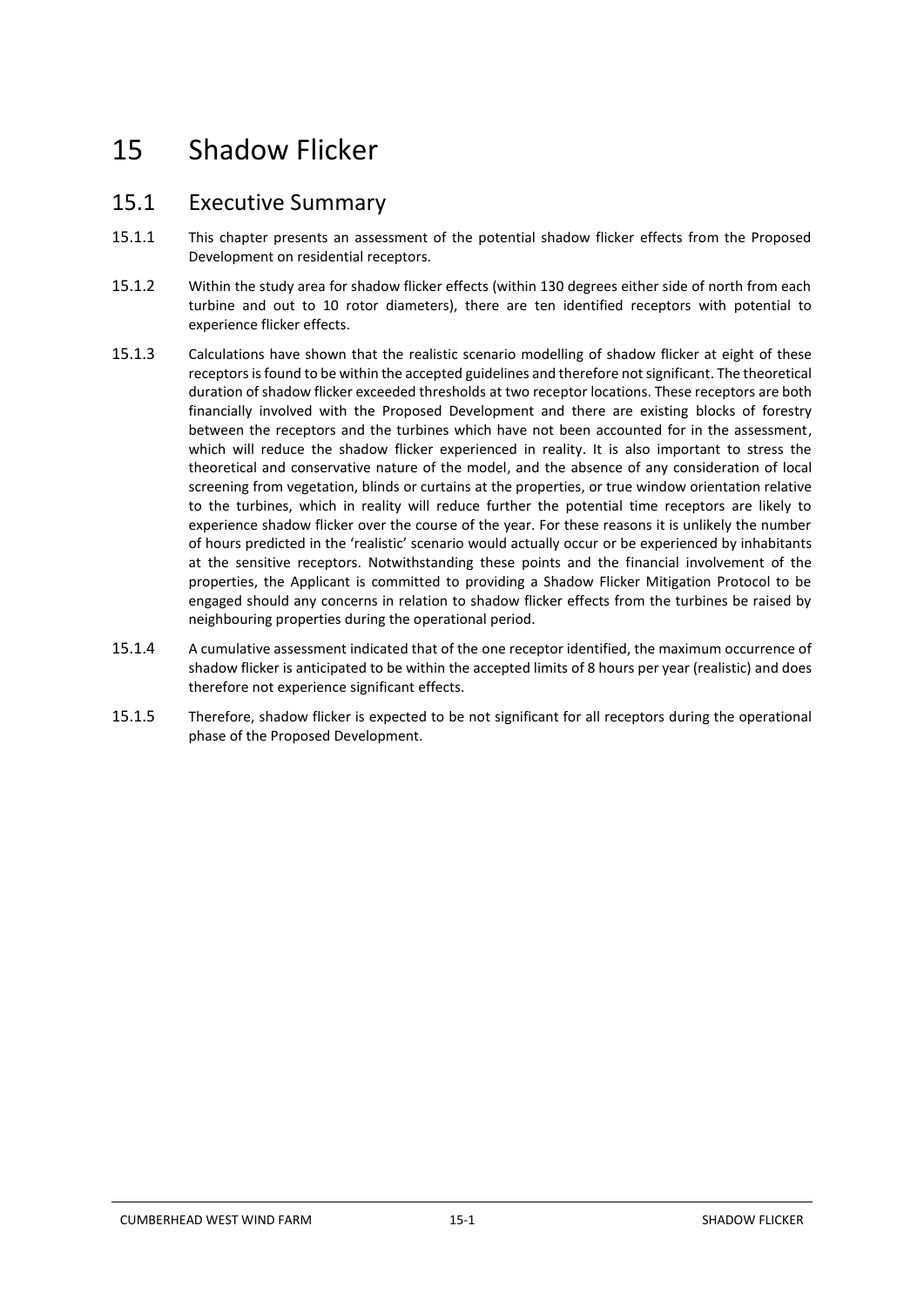# 15 Shadow Flicker

## 15.1 Executive Summary

15.1.1 This chapter presents an assessment of the potential shadow flicker effects from the Proposed Development on residential receptors.

15.1.2 Within the study area for shadow flicker effects (within 130 degrees either side of north from each turbine and out to 10 rotor diameters), there are ten identified receptors with potential to experience flicker effects.

15.1.3 Calculations have shown that the realistic scenario modelling of shadow flicker at eight of these receptors is found to be within the accepted guidelines and therefore not significant. The theoretical duration of shadow flicker exceeded thresholds at two receptor locations. These receptors are both financially involved with the Proposed Development and there are existing blocks of forestry between the receptors and the turbines which have not been accounted for in the assessment, which will reduce the shadow flicker experienced in reality. It is also important to stress the theoretical and conservative nature of the model, and the absence of any consideration of local screening from vegetation, blinds or curtains at the properties, or true window orientation relative to the turbines, which in reality will reduce further the potential time receptors are likely to experience shadow flicker over the course of the year. For these reasons it is unlikely the number of hours predicted in the 'realistic' scenario would actually occur or be experienced by inhabitants at the sensitive receptors. Notwithstanding these points and the financial involvement of the properties, the Applicant is committed to providing a Shadow Flicker Mitigation Protocol to be engaged should any concerns in relation to shadow flicker effects from the turbines be raised by neighbouring properties during the operational period.

15.1.4 A cumulative assessment indicated that of the one receptor identified, the maximum occurrence of shadow flicker is anticipated to be within the accepted limits of 8 hours per year (realistic) and does therefore not experience significant effects.

15.1.5 Therefore, shadow flicker is expected to be not significant for all receptors during the operational phase of the Proposed Development.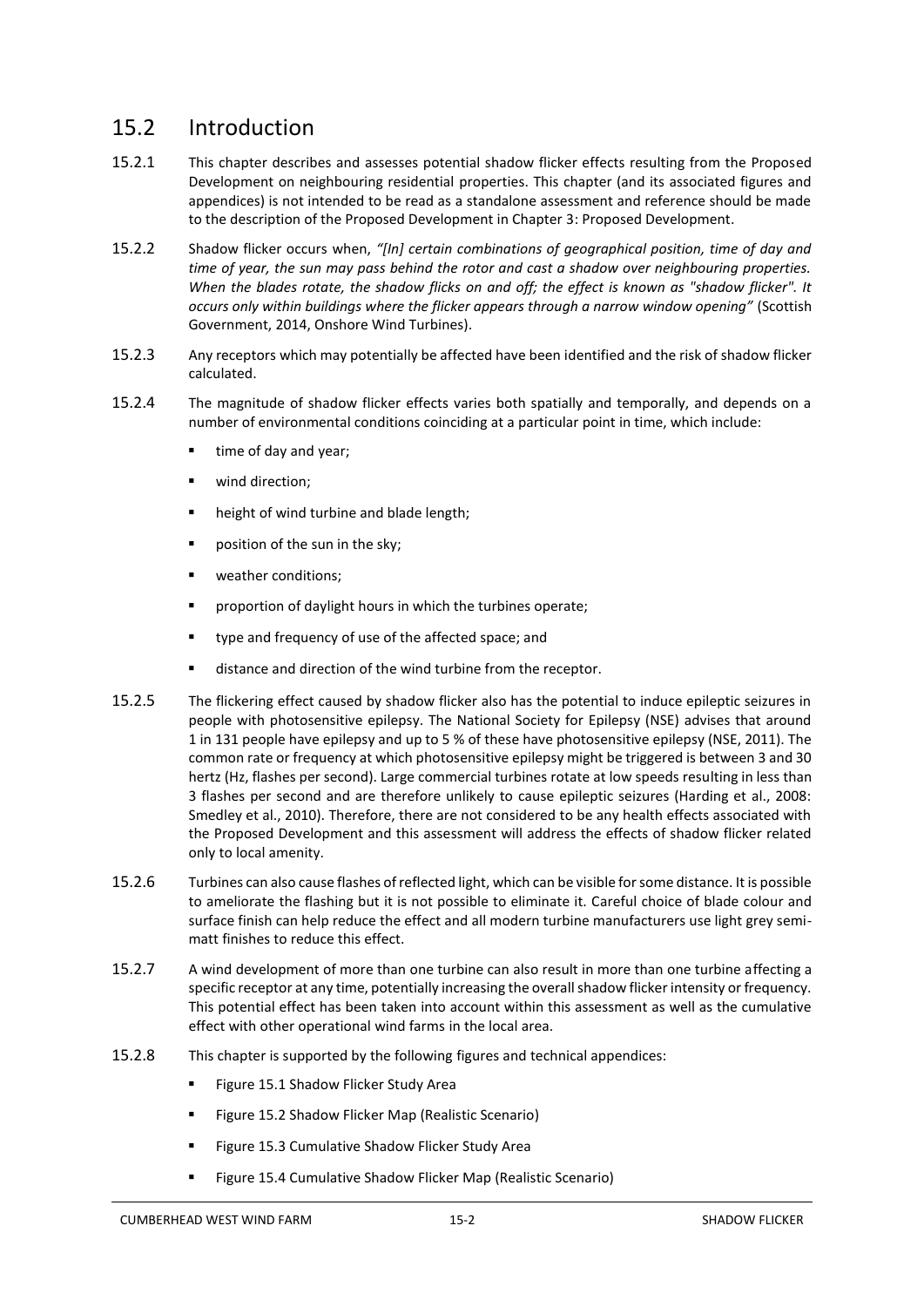## 15.2 Introduction

15.2.1 This chapter describes and assesses potential shadow flicker effects resulting from the Proposed Development on neighbouring residential properties. This chapter (and its associated figures and appendices) is not intended to be read as a standalone assessment and reference should be made to the description of the Proposed Development in Chapter 3: Proposed Development.

15.2.2 Shadow flicker occurs when, *"[In] certain combinations of geographical position, time of day and time of year, the sun may pass behind the rotor and cast a shadow over neighbouring properties. When the blades rotate, the shadow flicks on and off; the effect is known as "shadow flicker". It occurs only within buildings where the flicker appears through a narrow window opening"* (Scottish Government, 2014, Onshore Wind Turbines).

15.2.3 Any receptors which may potentially be affected have been identified and the risk of shadow flicker calculated.

15.2.4 The magnitude of shadow flicker effects varies both spatially and temporally, and depends on a number of environmental conditions coinciding at a particular point in time, which include:

- time of day and year;
- wind direction;
- height of wind turbine and blade length;
- position of the sun in the sky;
- weather conditions;
- proportion of daylight hours in which the turbines operate;
- type and frequency of use of the affected space; and
- distance and direction of the wind turbine from the receptor.

15.2.5 The flickering effect caused by shadow flicker also has the potential to induce epileptic seizures in people with photosensitive epilepsy. The National Society for Epilepsy (NSE) advises that around 1 in 131 people have epilepsy and up to 5 % of these have photosensitive epilepsy (NSE, 2011). The common rate or frequency at which photosensitive epilepsy might be triggered is between 3 and 30 hertz (Hz, flashes per second). Large commercial turbines rotate at low speeds resulting in less than 3 flashes per second and are therefore unlikely to cause epileptic seizures (Harding et al., 2008: Smedley et al., 2010). Therefore, there are not considered to be any health effects associated with the Proposed Development and this assessment will address the effects of shadow flicker related only to local amenity.

15.2.6 Turbines can also cause flashes of reflected light, which can be visible for some distance. It is possible to ameliorate the flashing but it is not possible to eliminate it. Careful choice of blade colour and surface finish can help reduce the effect and all modern turbine manufacturers use light grey semi-matt finishes to reduce this effect.

15.2.7 A wind development of more than one turbine can also result in more than one turbine affecting a specific receptor at any time, potentially increasing the overall shadow flicker intensity or frequency. This potential effect has been taken into account within this assessment as well as the cumulative effect with other operational wind farms in the local area.

15.2.8 This chapter is supported by the following figures and technical appendices:

- Figure 15.1 Shadow Flicker Study Area
- Figure 15.2 Shadow Flicker Map (Realistic Scenario)
- Figure 15.3 Cumulative Shadow Flicker Study Area
- Figure 15.4 Cumulative Shadow Flicker Map (Realistic Scenario)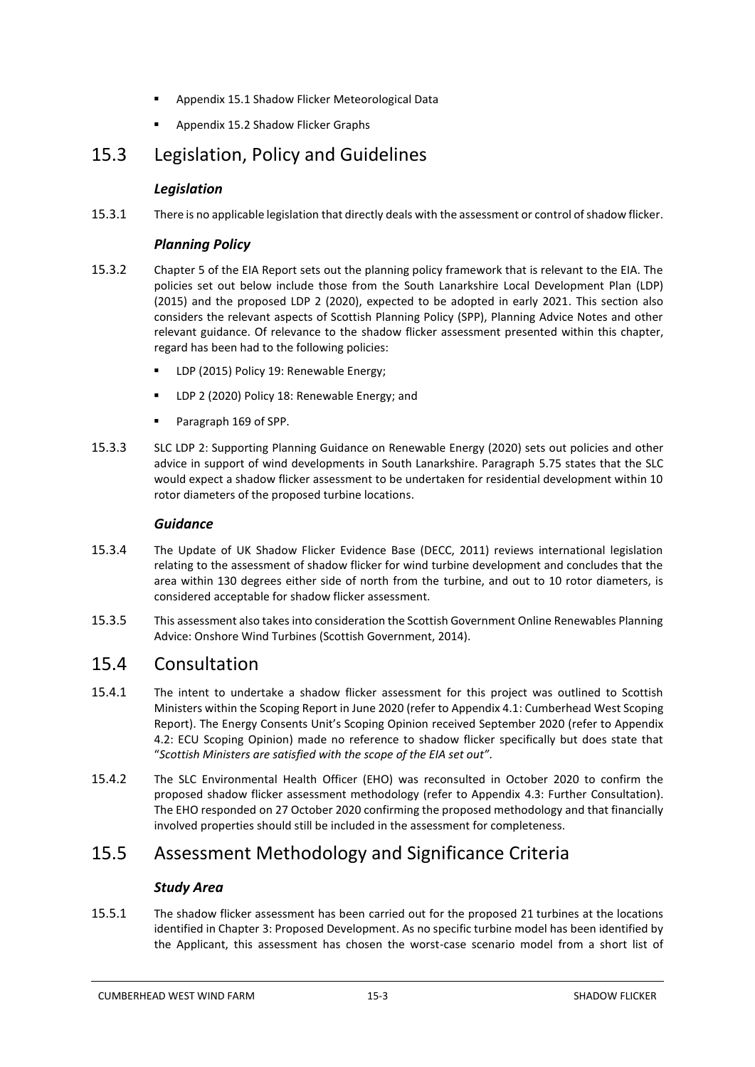- Appendix 15.1 Shadow Flicker Meteorological Data
- Appendix 15.2 Shadow Flicker Graphs

## 15.3 Legislation, Policy and Guidelines

### *Legislation*

15.3.1 There is no applicable legislation that directly deals with the assessment or control of shadow flicker.

### *Planning Policy*

15.3.2 Chapter 5 of the EIA Report sets out the planning policy framework that is relevant to the EIA. The policies set out below include those from the South Lanarkshire Local Development Plan (LDP) (2015) and the proposed LDP 2 (2020), expected to be adopted in early 2021. This section also considers the relevant aspects of Scottish Planning Policy (SPP), Planning Advice Notes and other relevant guidance. Of relevance to the shadow flicker assessment presented within this chapter, regard has been had to the following policies:

- LDP (2015) Policy 19: Renewable Energy;
- LDP 2 (2020) Policy 18: Renewable Energy; and
- Paragraph 169 of SPP.

15.3.3 SLC LDP 2: Supporting Planning Guidance on Renewable Energy (2020) sets out policies and other advice in support of wind developments in South Lanarkshire. Paragraph 5.75 states that the SLC would expect a shadow flicker assessment to be undertaken for residential development within 10 rotor diameters of the proposed turbine locations.

### *Guidance*

15.3.4 The Update of UK Shadow Flicker Evidence Base (DECC, 2011) reviews international legislation relating to the assessment of shadow flicker for wind turbine development and concludes that the area within 130 degrees either side of north from the turbine, and out to 10 rotor diameters, is considered acceptable for shadow flicker assessment.

15.3.5 This assessment also takes into consideration the Scottish Government Online Renewables Planning Advice: Onshore Wind Turbines (Scottish Government, 2014).

## 15.4 Consultation

15.4.1 The intent to undertake a shadow flicker assessment for this project was outlined to Scottish Ministers within the Scoping Report in June 2020 (refer to Appendix 4.1: Cumberhead West Scoping Report). The Energy Consents Unit's Scoping Opinion received September 2020 (refer to Appendix 4.2: ECU Scoping Opinion) made no reference to shadow flicker specifically but does state that "*Scottish Ministers are satisfied with the scope of the EIA set out".*

15.4.2 The SLC Environmental Health Officer (EHO) was reconsulted in October 2020 to confirm the proposed shadow flicker assessment methodology (refer to Appendix 4.3: Further Consultation). The EHO responded on 27 October 2020 confirming the proposed methodology and that financially involved properties should still be included in the assessment for completeness.

## 15.5 Assessment Methodology and Significance Criteria

### *Study Area*

15.5.1 The shadow flicker assessment has been carried out for the proposed 21 turbines at the locations identified in Chapter 3: Proposed Development. As no specific turbine model has been identified by the Applicant, this assessment has chosen the worst-case scenario model from a short list of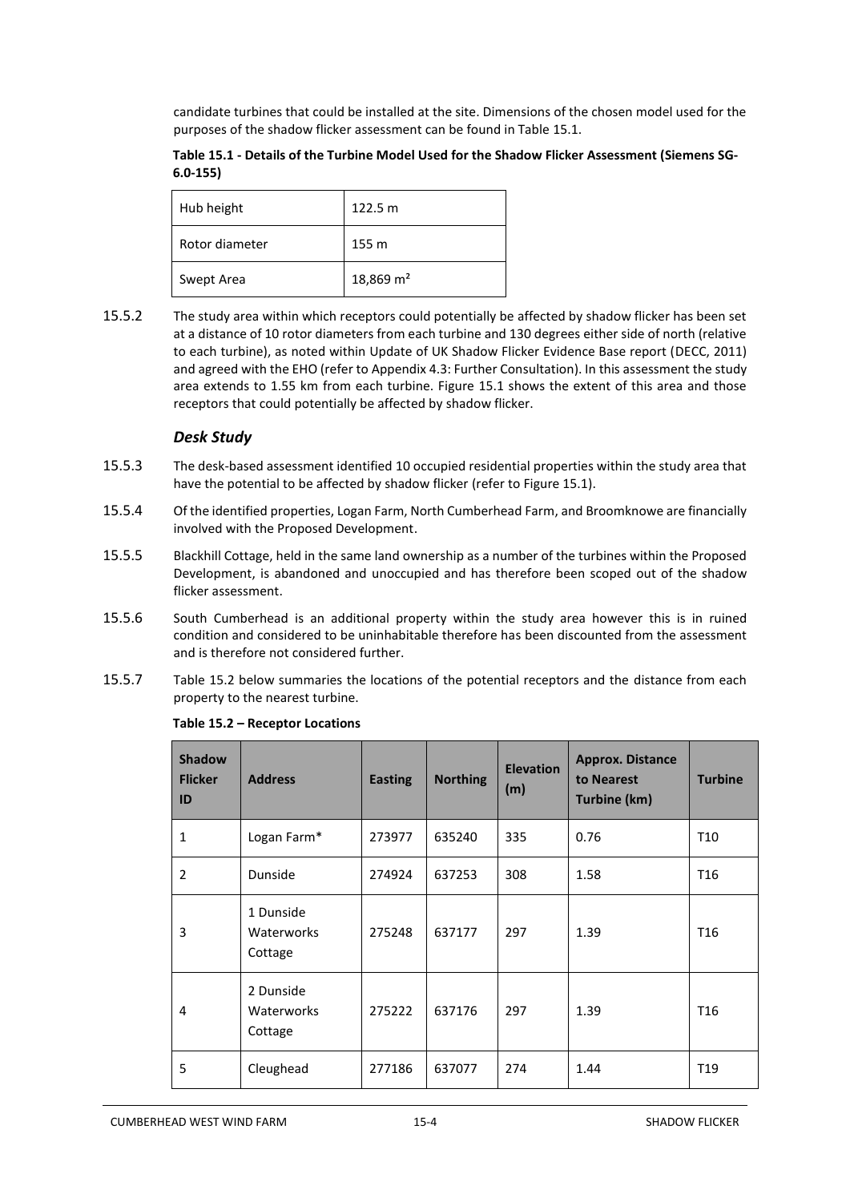candidate turbines that could be installed at the site. Dimensions of the chosen model used for the purposes of the shadow flicker assessment can be found in Table 15.1.

**Table 15.1 - Details of the Turbine Model Used for the Shadow Flicker Assessment (Siemens SG-6.0-155)**

| | |
|---|---|
| Hub height | 122.5 m |
| Rotor diameter | 155 m |
| Swept Area | 18,869 m² |

15.5.2 The study area within which receptors could potentially be affected by shadow flicker has been set at a distance of 10 rotor diameters from each turbine and 130 degrees either side of north (relative to each turbine), as noted within Update of UK Shadow Flicker Evidence Base report (DECC, 2011) and agreed with the EHO (refer to Appendix 4.3: Further Consultation). In this assessment the study area extends to 1.55 km from each turbine. Figure 15.1 shows the extent of this area and those receptors that could potentially be affected by shadow flicker.

### *Desk Study*

15.5.3 The desk-based assessment identified 10 occupied residential properties within the study area that have the potential to be affected by shadow flicker (refer to Figure 15.1).

15.5.4 Of the identified properties, Logan Farm, North Cumberhead Farm, and Broomknowe are financially involved with the Proposed Development.

15.5.5 Blackhill Cottage, held in the same land ownership as a number of the turbines within the Proposed Development, is abandoned and unoccupied and has therefore been scoped out of the shadow flicker assessment.

15.5.6 South Cumberhead is an additional property within the study area however this is in ruined condition and considered to be uninhabitable therefore has been discounted from the assessment and is therefore not considered further.

15.5.7 Table 15.2 below summaries the locations of the potential receptors and the distance from each property to the nearest turbine.

**Table 15.2 – Receptor Locations**

| Shadow Flicker ID | Address | Easting | Northing | Elevation (m) | Approx. Distance to Nearest Turbine (km) | Turbine |
|---|---|---|---|---|---|---|
| 1 | Logan Farm* | 273977 | 635240 | 335 | 0.76 | T10 |
| 2 | Dunside | 274924 | 637253 | 308 | 1.58 | T16 |
| 3 | 1 Dunside Waterworks Cottage | 275248 | 637177 | 297 | 1.39 | T16 |
| 4 | 2 Dunside Waterworks Cottage | 275222 | 637176 | 297 | 1.39 | T16 |
| 5 | Cleughead | 277186 | 637077 | 274 | 1.44 | T19 |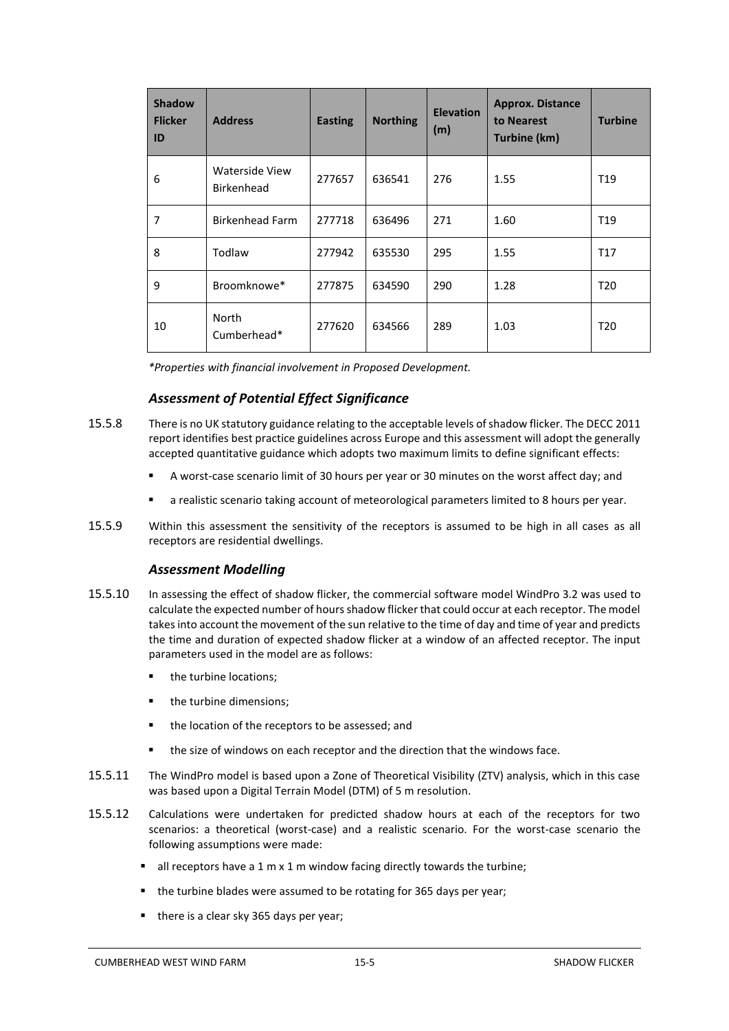| Shadow Flicker ID | Address | Easting | Northing | Elevation (m) | Approx. Distance to Nearest Turbine (km) | Turbine |
|---|---|---|---|---|---|---|
| 6 | Waterside View Birkenhead | 277657 | 636541 | 276 | 1.55 | T19 |
| 7 | Birkenhead Farm | 277718 | 636496 | 271 | 1.60 | T19 |
| 8 | Todlaw | 277942 | 635530 | 295 | 1.55 | T17 |
| 9 | Broomknowe* | 277875 | 634590 | 290 | 1.28 | T20 |
| 10 | North Cumberhead* | 277620 | 634566 | 289 | 1.03 | T20 |

*\*Properties with financial involvement in Proposed Development.*

### *Assessment of Potential Effect Significance*

15.5.8 There is no UK statutory guidance relating to the acceptable levels of shadow flicker. The DECC 2011 report identifies best practice guidelines across Europe and this assessment will adopt the generally accepted quantitative guidance which adopts two maximum limits to define significant effects:

- A worst-case scenario limit of 30 hours per year or 30 minutes on the worst affect day; and
- a realistic scenario taking account of meteorological parameters limited to 8 hours per year.

15.5.9 Within this assessment the sensitivity of the receptors is assumed to be high in all cases as all receptors are residential dwellings.

### *Assessment Modelling*

15.5.10 In assessing the effect of shadow flicker, the commercial software model WindPro 3.2 was used to calculate the expected number of hours shadow flicker that could occur at each receptor. The model takes into account the movement of the sun relative to the time of day and time of year and predicts the time and duration of expected shadow flicker at a window of an affected receptor. The input parameters used in the model are as follows:

- the turbine locations;
- the turbine dimensions;
- the location of the receptors to be assessed; and
- the size of windows on each receptor and the direction that the windows face.

15.5.11 The WindPro model is based upon a Zone of Theoretical Visibility (ZTV) analysis, which in this case was based upon a Digital Terrain Model (DTM) of 5 m resolution.

15.5.12 Calculations were undertaken for predicted shadow hours at each of the receptors for two scenarios: a theoretical (worst-case) and a realistic scenario. For the worst-case scenario the following assumptions were made:

- all receptors have a 1 m x 1 m window facing directly towards the turbine;
- the turbine blades were assumed to be rotating for 365 days per year;
- there is a clear sky 365 days per year;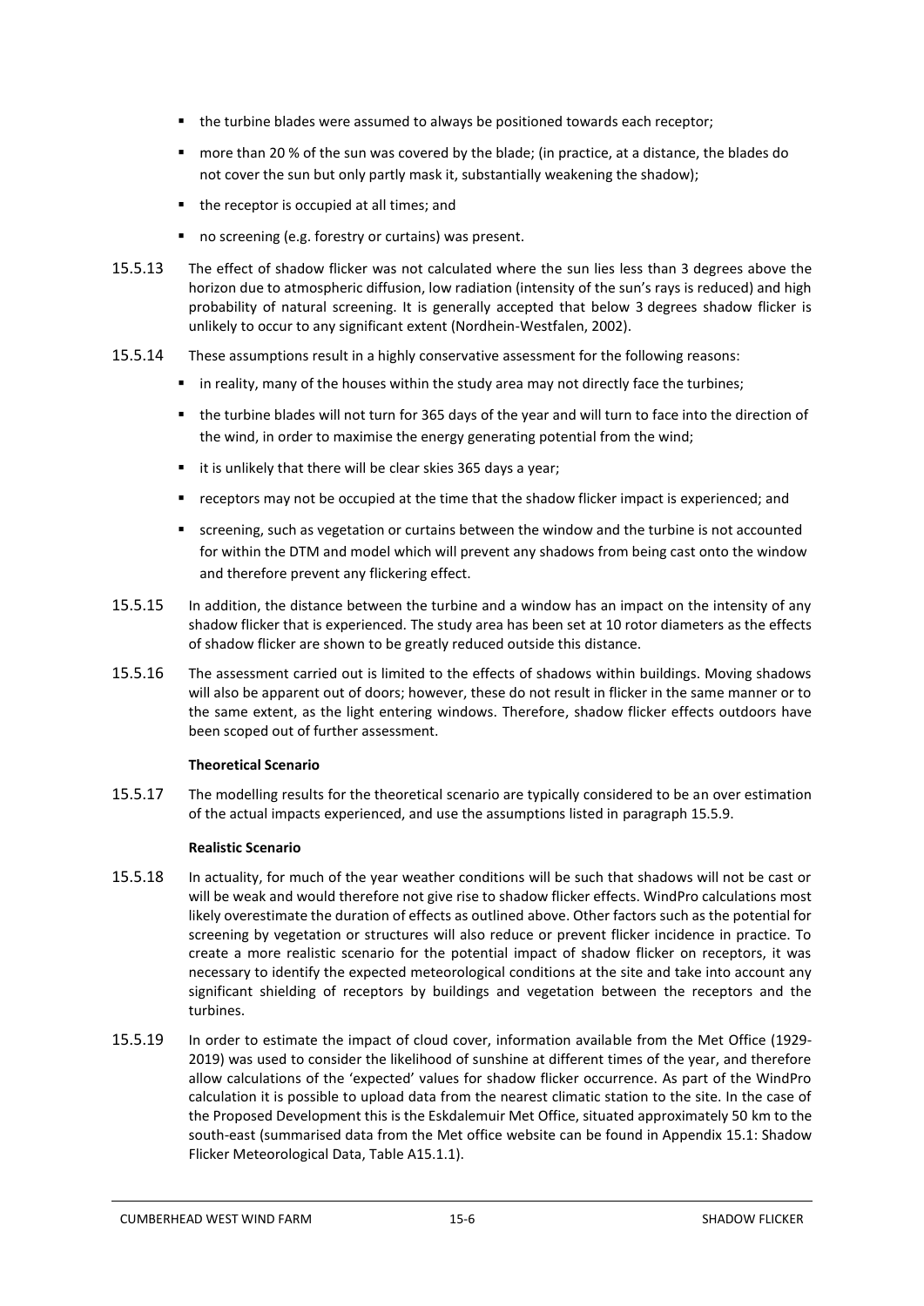- the turbine blades were assumed to always be positioned towards each receptor;
- more than 20 % of the sun was covered by the blade; (in practice, at a distance, the blades do not cover the sun but only partly mask it, substantially weakening the shadow);
- the receptor is occupied at all times; and
- no screening (e.g. forestry or curtains) was present.

15.5.13 The effect of shadow flicker was not calculated where the sun lies less than 3 degrees above the horizon due to atmospheric diffusion, low radiation (intensity of the sun's rays is reduced) and high probability of natural screening. It is generally accepted that below 3 degrees shadow flicker is unlikely to occur to any significant extent (Nordhein-Westfalen, 2002).

15.5.14 These assumptions result in a highly conservative assessment for the following reasons:

- in reality, many of the houses within the study area may not directly face the turbines;
- the turbine blades will not turn for 365 days of the year and will turn to face into the direction of the wind, in order to maximise the energy generating potential from the wind;
- it is unlikely that there will be clear skies 365 days a year;
- receptors may not be occupied at the time that the shadow flicker impact is experienced; and
- screening, such as vegetation or curtains between the window and the turbine is not accounted for within the DTM and model which will prevent any shadows from being cast onto the window and therefore prevent any flickering effect.

15.5.15 In addition, the distance between the turbine and a window has an impact on the intensity of any shadow flicker that is experienced. The study area has been set at 10 rotor diameters as the effects of shadow flicker are shown to be greatly reduced outside this distance.

15.5.16 The assessment carried out is limited to the effects of shadows within buildings. Moving shadows will also be apparent out of doors; however, these do not result in flicker in the same manner or to the same extent, as the light entering windows. Therefore, shadow flicker effects outdoors have been scoped out of further assessment.

**Theoretical Scenario**

15.5.17 The modelling results for the theoretical scenario are typically considered to be an over estimation of the actual impacts experienced, and use the assumptions listed in paragraph 15.5.9.

**Realistic Scenario**

15.5.18 In actuality, for much of the year weather conditions will be such that shadows will not be cast or will be weak and would therefore not give rise to shadow flicker effects. WindPro calculations most likely overestimate the duration of effects as outlined above. Other factors such as the potential for screening by vegetation or structures will also reduce or prevent flicker incidence in practice. To create a more realistic scenario for the potential impact of shadow flicker on receptors, it was necessary to identify the expected meteorological conditions at the site and take into account any significant shielding of receptors by buildings and vegetation between the receptors and the turbines.

15.5.19 In order to estimate the impact of cloud cover, information available from the Met Office (1929-2019) was used to consider the likelihood of sunshine at different times of the year, and therefore allow calculations of the 'expected' values for shadow flicker occurrence. As part of the WindPro calculation it is possible to upload data from the nearest climatic station to the site. In the case of the Proposed Development this is the Eskdalemuir Met Office, situated approximately 50 km to the south-east (summarised data from the Met office website can be found in Appendix 15.1: Shadow Flicker Meteorological Data, Table A15.1.1).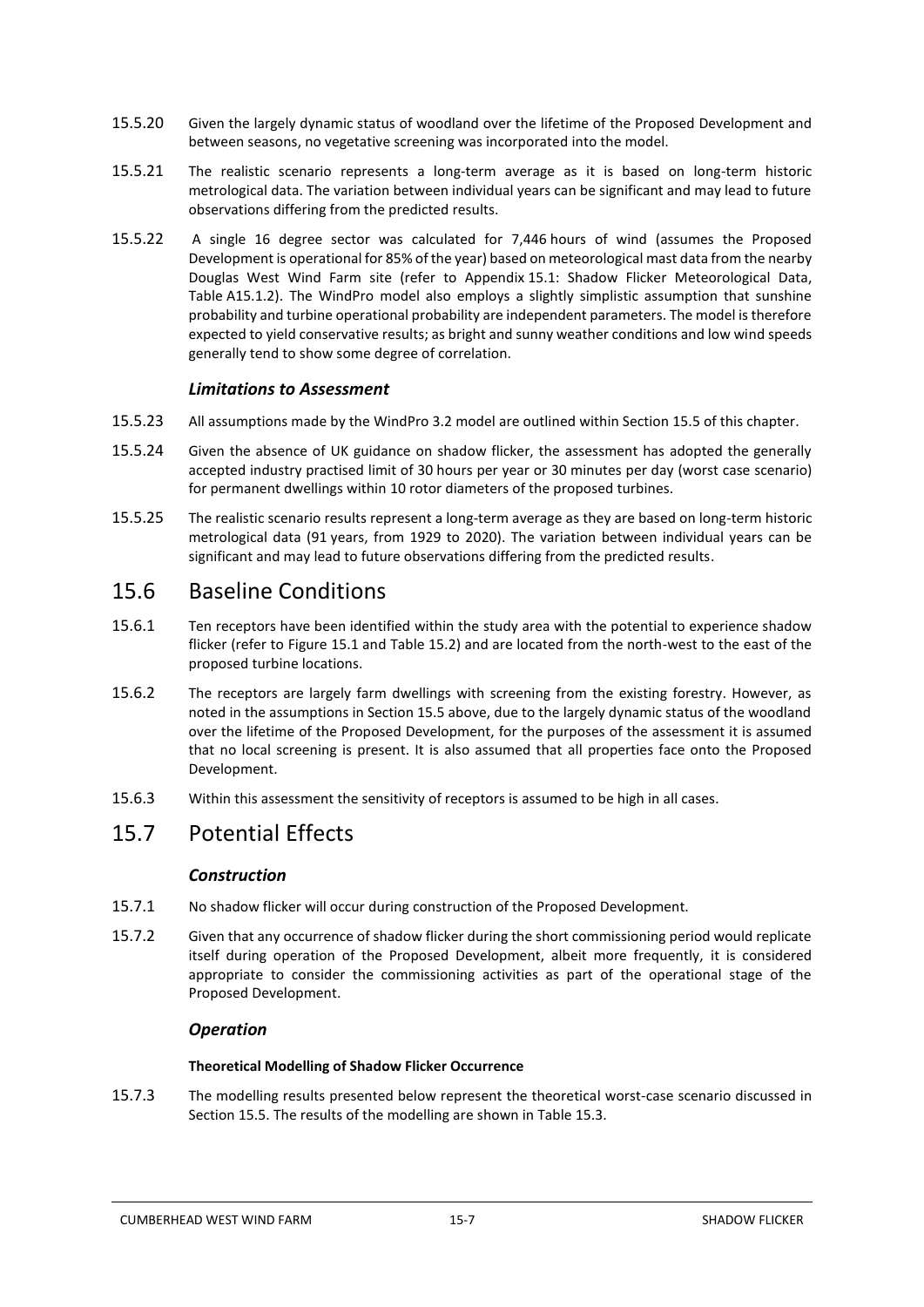15.5.20 Given the largely dynamic status of woodland over the lifetime of the Proposed Development and between seasons, no vegetative screening was incorporated into the model.

15.5.21 The realistic scenario represents a long-term average as it is based on long-term historic metrological data. The variation between individual years can be significant and may lead to future observations differing from the predicted results.

15.5.22 A single 16 degree sector was calculated for 7,446 hours of wind (assumes the Proposed Development is operational for 85% of the year) based on meteorological mast data from the nearby Douglas West Wind Farm site (refer to Appendix 15.1: Shadow Flicker Meteorological Data, Table A15.1.2). The WindPro model also employs a slightly simplistic assumption that sunshine probability and turbine operational probability are independent parameters. The model is therefore expected to yield conservative results; as bright and sunny weather conditions and low wind speeds generally tend to show some degree of correlation.

### *Limitations to Assessment*

15.5.23 All assumptions made by the WindPro 3.2 model are outlined within Section 15.5 of this chapter.

15.5.24 Given the absence of UK guidance on shadow flicker, the assessment has adopted the generally accepted industry practised limit of 30 hours per year or 30 minutes per day (worst case scenario) for permanent dwellings within 10 rotor diameters of the proposed turbines.

15.5.25 The realistic scenario results represent a long-term average as they are based on long-term historic metrological data (91 years, from 1929 to 2020). The variation between individual years can be significant and may lead to future observations differing from the predicted results.

## 15.6 Baseline Conditions

15.6.1 Ten receptors have been identified within the study area with the potential to experience shadow flicker (refer to Figure 15.1 and Table 15.2) and are located from the north-west to the east of the proposed turbine locations.

15.6.2 The receptors are largely farm dwellings with screening from the existing forestry. However, as noted in the assumptions in Section 15.5 above, due to the largely dynamic status of the woodland over the lifetime of the Proposed Development, for the purposes of the assessment it is assumed that no local screening is present. It is also assumed that all properties face onto the Proposed Development.

15.6.3 Within this assessment the sensitivity of receptors is assumed to be high in all cases.

## 15.7 Potential Effects

### *Construction*

15.7.1 No shadow flicker will occur during construction of the Proposed Development.

15.7.2 Given that any occurrence of shadow flicker during the short commissioning period would replicate itself during operation of the Proposed Development, albeit more frequently, it is considered appropriate to consider the commissioning activities as part of the operational stage of the Proposed Development.

### *Operation*

#### **Theoretical Modelling of Shadow Flicker Occurrence**

15.7.3 The modelling results presented below represent the theoretical worst-case scenario discussed in Section 15.5. The results of the modelling are shown in Table 15.3.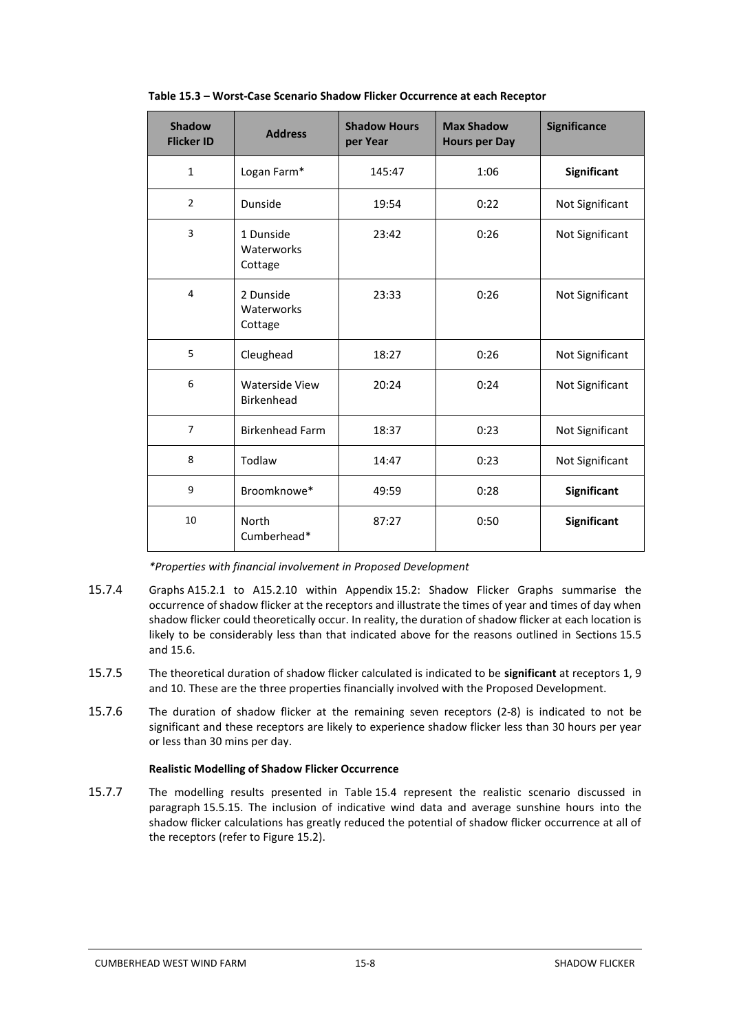**Table 15.3 – Worst-Case Scenario Shadow Flicker Occurrence at each Receptor**

| Shadow Flicker ID | Address | Shadow Hours per Year | Max Shadow Hours per Day | Significance |
|---|---|---|---|---|
| 1 | Logan Farm* | 145:47 | 1:06 | **Significant** |
| 2 | Dunside | 19:54 | 0:22 | Not Significant |
| 3 | 1 Dunside Waterworks Cottage | 23:42 | 0:26 | Not Significant |
| 4 | 2 Dunside Waterworks Cottage | 23:33 | 0:26 | Not Significant |
| 5 | Cleughead | 18:27 | 0:26 | Not Significant |
| 6 | Waterside View Birkenhead | 20:24 | 0:24 | Not Significant |
| 7 | Birkenhead Farm | 18:37 | 0:23 | Not Significant |
| 8 | Todlaw | 14:47 | 0:23 | Not Significant |
| 9 | Broomknowe* | 49:59 | 0:28 | **Significant** |
| 10 | North Cumberhead* | 87:27 | 0:50 | **Significant** |

*\*Properties with financial involvement in Proposed Development*

15.7.4 Graphs A15.2.1 to A15.2.10 within Appendix 15.2: Shadow Flicker Graphs summarise the occurrence of shadow flicker at the receptors and illustrate the times of year and times of day when shadow flicker could theoretically occur. In reality, the duration of shadow flicker at each location is likely to be considerably less than that indicated above for the reasons outlined in Sections 15.5 and 15.6.

15.7.5 The theoretical duration of shadow flicker calculated is indicated to be **significant** at receptors 1, 9 and 10. These are the three properties financially involved with the Proposed Development.

15.7.6 The duration of shadow flicker at the remaining seven receptors (2-8) is indicated to not be significant and these receptors are likely to experience shadow flicker less than 30 hours per year or less than 30 mins per day.

**Realistic Modelling of Shadow Flicker Occurrence**

15.7.7 The modelling results presented in Table 15.4 represent the realistic scenario discussed in paragraph 15.5.15. The inclusion of indicative wind data and average sunshine hours into the shadow flicker calculations has greatly reduced the potential of shadow flicker occurrence at all of the receptors (refer to Figure 15.2).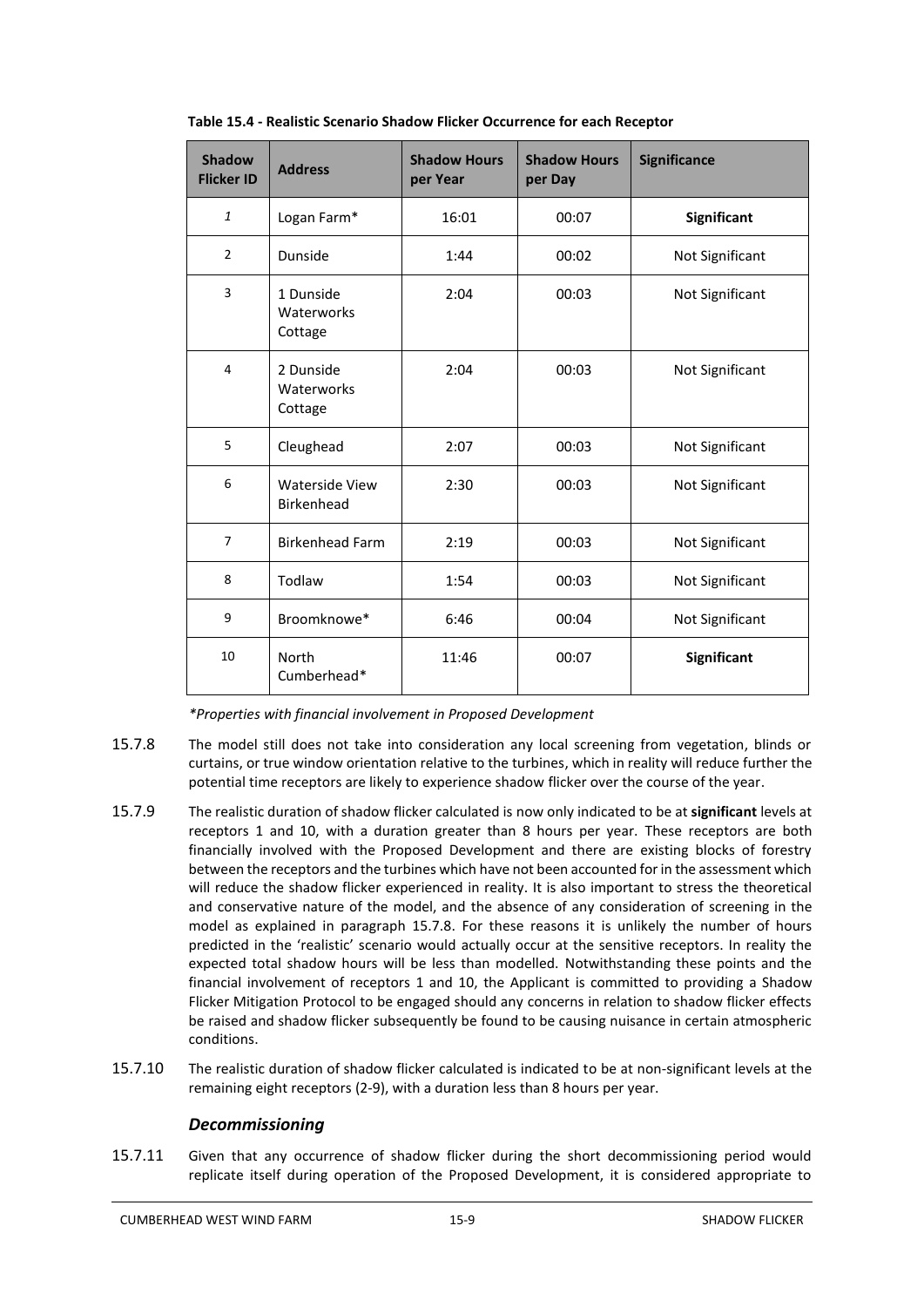**Table 15.4 - Realistic Scenario Shadow Flicker Occurrence for each Receptor**

| Shadow Flicker ID | Address | Shadow Hours per Year | Shadow Hours per Day | Significance |
|---|---|---|---|---|
| *1* | Logan Farm* | 16:01 | 00:07 | **Significant** |
| 2 | Dunside | 1:44 | 00:02 | Not Significant |
| 3 | 1 Dunside Waterworks Cottage | 2:04 | 00:03 | Not Significant |
| 4 | 2 Dunside Waterworks Cottage | 2:04 | 00:03 | Not Significant |
| 5 | Cleughead | 2:07 | 00:03 | Not Significant |
| 6 | Waterside View Birkenhead | 2:30 | 00:03 | Not Significant |
| 7 | Birkenhead Farm | 2:19 | 00:03 | Not Significant |
| 8 | Todlaw | 1:54 | 00:03 | Not Significant |
| 9 | Broomknowe* | 6:46 | 00:04 | Not Significant |
| 10 | North Cumberhead* | 11:46 | 00:07 | **Significant** |

*\*Properties with financial involvement in Proposed Development*

15.7.8 The model still does not take into consideration any local screening from vegetation, blinds or curtains, or true window orientation relative to the turbines, which in reality will reduce further the potential time receptors are likely to experience shadow flicker over the course of the year.

15.7.9 The realistic duration of shadow flicker calculated is now only indicated to be at **significant** levels at receptors 1 and 10, with a duration greater than 8 hours per year. These receptors are both financially involved with the Proposed Development and there are existing blocks of forestry between the receptors and the turbines which have not been accounted for in the assessment which will reduce the shadow flicker experienced in reality. It is also important to stress the theoretical and conservative nature of the model, and the absence of any consideration of screening in the model as explained in paragraph 15.7.8. For these reasons it is unlikely the number of hours predicted in the 'realistic' scenario would actually occur at the sensitive receptors. In reality the expected total shadow hours will be less than modelled. Notwithstanding these points and the financial involvement of receptors 1 and 10, the Applicant is committed to providing a Shadow Flicker Mitigation Protocol to be engaged should any concerns in relation to shadow flicker effects be raised and shadow flicker subsequently be found to be causing nuisance in certain atmospheric conditions.

15.7.10 The realistic duration of shadow flicker calculated is indicated to be at non-significant levels at the remaining eight receptors (2-9), with a duration less than 8 hours per year.

### *Decommissioning*

15.7.11 Given that any occurrence of shadow flicker during the short decommissioning period would replicate itself during operation of the Proposed Development, it is considered appropriate to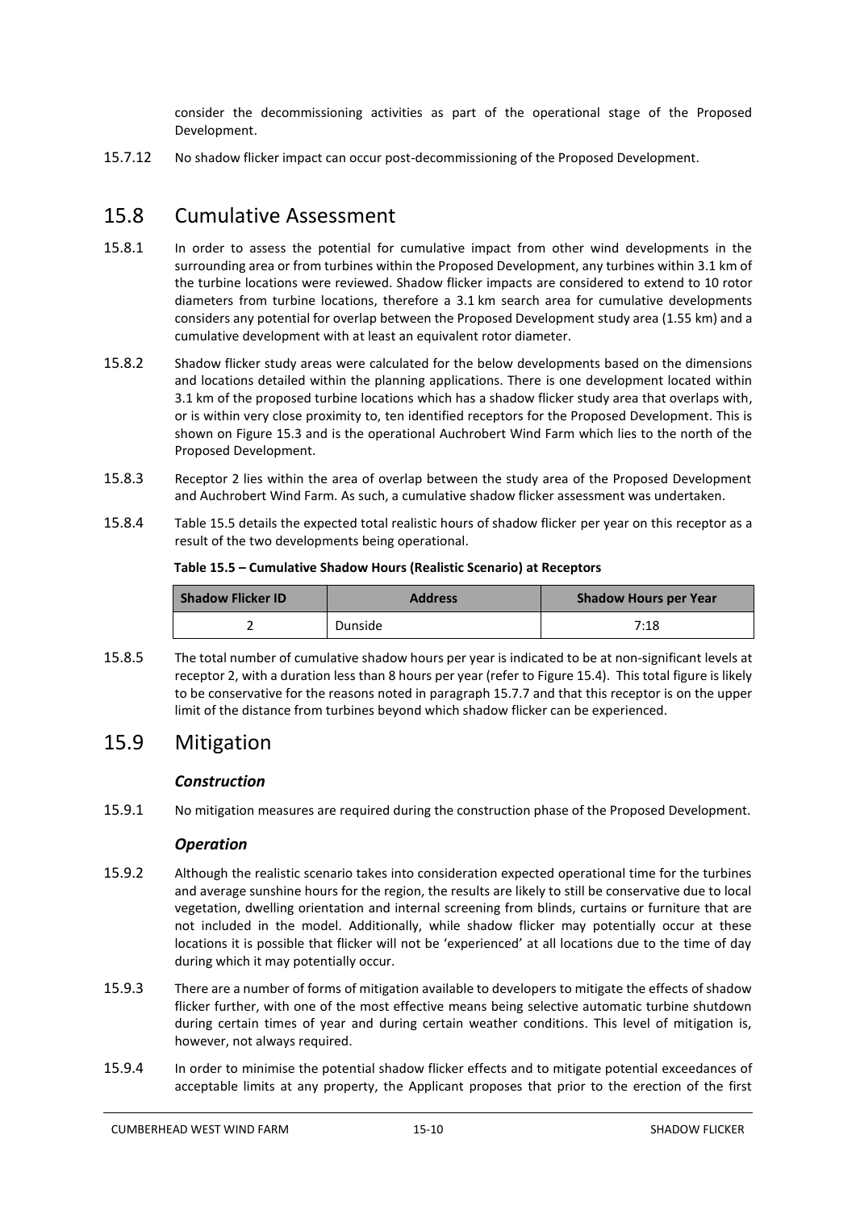consider the decommissioning activities as part of the operational stage of the Proposed Development.

15.7.12 No shadow flicker impact can occur post-decommissioning of the Proposed Development.

## 15.8 Cumulative Assessment

15.8.1 In order to assess the potential for cumulative impact from other wind developments in the surrounding area or from turbines within the Proposed Development, any turbines within 3.1 km of the turbine locations were reviewed. Shadow flicker impacts are considered to extend to 10 rotor diameters from turbine locations, therefore a 3.1 km search area for cumulative developments considers any potential for overlap between the Proposed Development study area (1.55 km) and a cumulative development with at least an equivalent rotor diameter.

15.8.2 Shadow flicker study areas were calculated for the below developments based on the dimensions and locations detailed within the planning applications. There is one development located within 3.1 km of the proposed turbine locations which has a shadow flicker study area that overlaps with, or is within very close proximity to, ten identified receptors for the Proposed Development. This is shown on Figure 15.3 and is the operational Auchrobert Wind Farm which lies to the north of the Proposed Development.

15.8.3 Receptor 2 lies within the area of overlap between the study area of the Proposed Development and Auchrobert Wind Farm. As such, a cumulative shadow flicker assessment was undertaken.

15.8.4 Table 15.5 details the expected total realistic hours of shadow flicker per year on this receptor as a result of the two developments being operational.

**Table 15.5 – Cumulative Shadow Hours (Realistic Scenario) at Receptors**

| Shadow Flicker ID | Address | Shadow Hours per Year |
|---|---|---|
| 2 | Dunside | 7:18 |

15.8.5 The total number of cumulative shadow hours per year is indicated to be at non-significant levels at receptor 2, with a duration less than 8 hours per year (refer to Figure 15.4). This total figure is likely to be conservative for the reasons noted in paragraph 15.7.7 and that this receptor is on the upper limit of the distance from turbines beyond which shadow flicker can be experienced.

## 15.9 Mitigation

### *Construction*

15.9.1 No mitigation measures are required during the construction phase of the Proposed Development.

### *Operation*

15.9.2 Although the realistic scenario takes into consideration expected operational time for the turbines and average sunshine hours for the region, the results are likely to still be conservative due to local vegetation, dwelling orientation and internal screening from blinds, curtains or furniture that are not included in the model. Additionally, while shadow flicker may potentially occur at these locations it is possible that flicker will not be 'experienced' at all locations due to the time of day during which it may potentially occur.

15.9.3 There are a number of forms of mitigation available to developers to mitigate the effects of shadow flicker further, with one of the most effective means being selective automatic turbine shutdown during certain times of year and during certain weather conditions. This level of mitigation is, however, not always required.

15.9.4 In order to minimise the potential shadow flicker effects and to mitigate potential exceedances of acceptable limits at any property, the Applicant proposes that prior to the erection of the first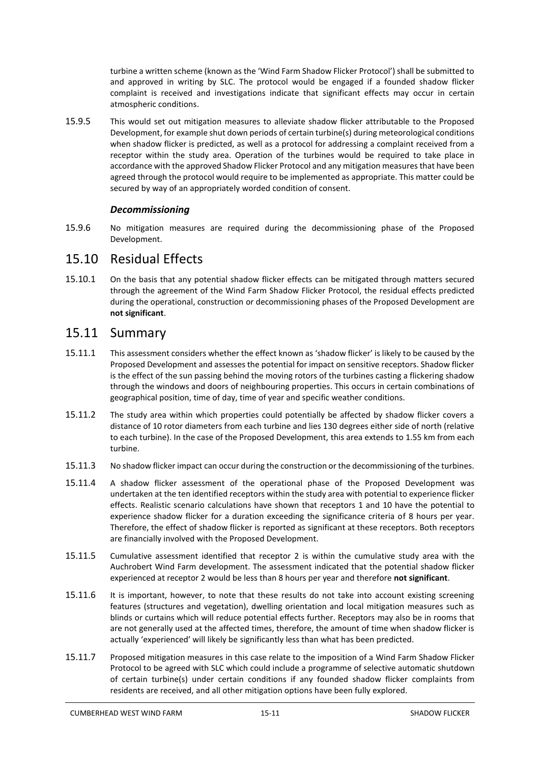turbine a written scheme (known as the 'Wind Farm Shadow Flicker Protocol') shall be submitted to and approved in writing by SLC. The protocol would be engaged if a founded shadow flicker complaint is received and investigations indicate that significant effects may occur in certain atmospheric conditions.

15.9.5 This would set out mitigation measures to alleviate shadow flicker attributable to the Proposed Development, for example shut down periods of certain turbine(s) during meteorological conditions when shadow flicker is predicted, as well as a protocol for addressing a complaint received from a receptor within the study area. Operation of the turbines would be required to take place in accordance with the approved Shadow Flicker Protocol and any mitigation measures that have been agreed through the protocol would require to be implemented as appropriate. This matter could be secured by way of an appropriately worded condition of consent.

### *Decommissioning*

15.9.6 No mitigation measures are required during the decommissioning phase of the Proposed Development.

## 15.10 Residual Effects

15.10.1 On the basis that any potential shadow flicker effects can be mitigated through matters secured through the agreement of the Wind Farm Shadow Flicker Protocol, the residual effects predicted during the operational, construction or decommissioning phases of the Proposed Development are **not significant**.

## 15.11 Summary

15.11.1 This assessment considers whether the effect known as 'shadow flicker' is likely to be caused by the Proposed Development and assesses the potential for impact on sensitive receptors. Shadow flicker is the effect of the sun passing behind the moving rotors of the turbines casting a flickering shadow through the windows and doors of neighbouring properties. This occurs in certain combinations of geographical position, time of day, time of year and specific weather conditions.

15.11.2 The study area within which properties could potentially be affected by shadow flicker covers a distance of 10 rotor diameters from each turbine and lies 130 degrees either side of north (relative to each turbine). In the case of the Proposed Development, this area extends to 1.55 km from each turbine.

15.11.3 No shadow flicker impact can occur during the construction or the decommissioning of the turbines.

15.11.4 A shadow flicker assessment of the operational phase of the Proposed Development was undertaken at the ten identified receptors within the study area with potential to experience flicker effects. Realistic scenario calculations have shown that receptors 1 and 10 have the potential to experience shadow flicker for a duration exceeding the significance criteria of 8 hours per year. Therefore, the effect of shadow flicker is reported as significant at these receptors. Both receptors are financially involved with the Proposed Development.

15.11.5 Cumulative assessment identified that receptor 2 is within the cumulative study area with the Auchrobert Wind Farm development. The assessment indicated that the potential shadow flicker experienced at receptor 2 would be less than 8 hours per year and therefore **not significant**.

15.11.6 It is important, however, to note that these results do not take into account existing screening features (structures and vegetation), dwelling orientation and local mitigation measures such as blinds or curtains which will reduce potential effects further. Receptors may also be in rooms that are not generally used at the affected times, therefore, the amount of time when shadow flicker is actually 'experienced' will likely be significantly less than what has been predicted.

15.11.7 Proposed mitigation measures in this case relate to the imposition of a Wind Farm Shadow Flicker Protocol to be agreed with SLC which could include a programme of selective automatic shutdown of certain turbine(s) under certain conditions if any founded shadow flicker complaints from residents are received, and all other mitigation options have been fully explored.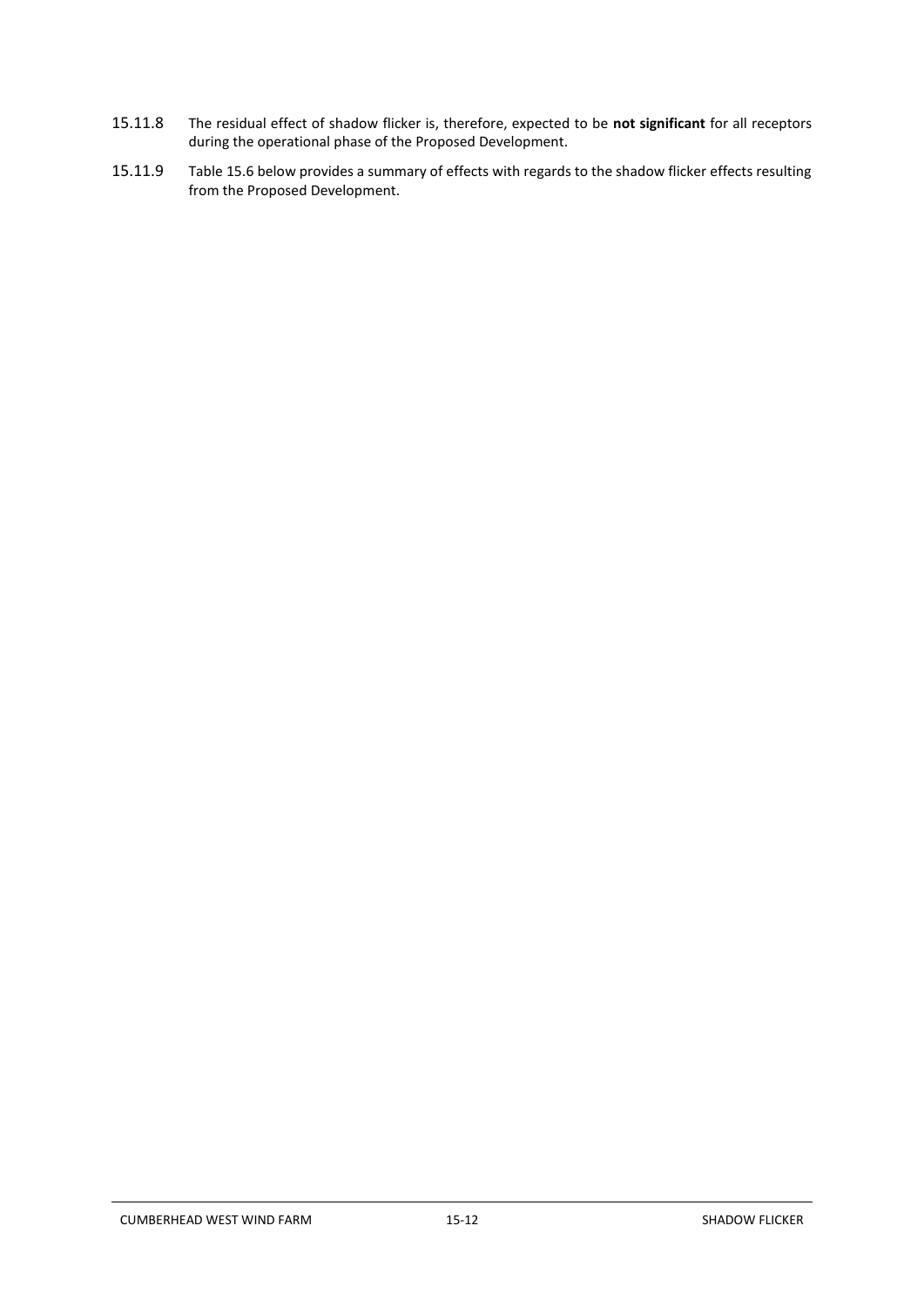15.11.8 The residual effect of shadow flicker is, therefore, expected to be **not significant** for all receptors during the operational phase of the Proposed Development.

15.11.9 Table 15.6 below provides a summary of effects with regards to the shadow flicker effects resulting from the Proposed Development.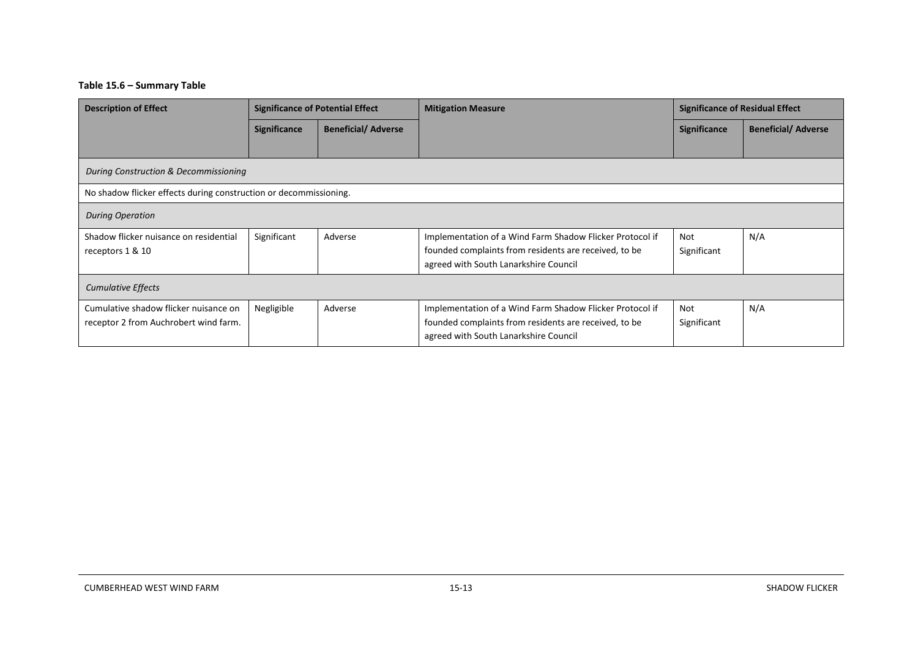**Table 15.6 – Summary Table**

| Description of Effect | Significance of Potential Effect | | Mitigation Measure | Significance of Residual Effect | |
|---|---|---|---|---|---|
| | **Significance** | **Beneficial/ Adverse** | | **Significance** | **Beneficial/ Adverse** |
| *During Construction & Decommissioning* | | | | | |
| No shadow flicker effects during construction or decommissioning. | | | | | |
| *During Operation* | | | | | |
| Shadow flicker nuisance on residential receptors 1 & 10 | Significant | Adverse | Implementation of a Wind Farm Shadow Flicker Protocol if founded complaints from residents are received, to be agreed with South Lanarkshire Council | Not Significant | N/A |
| *Cumulative Effects* | | | | | |
| Cumulative shadow flicker nuisance on receptor 2 from Auchrobert wind farm. | Negligible | Adverse | Implementation of a Wind Farm Shadow Flicker Protocol if founded complaints from residents are received, to be agreed with South Lanarkshire Council | Not Significant | N/A |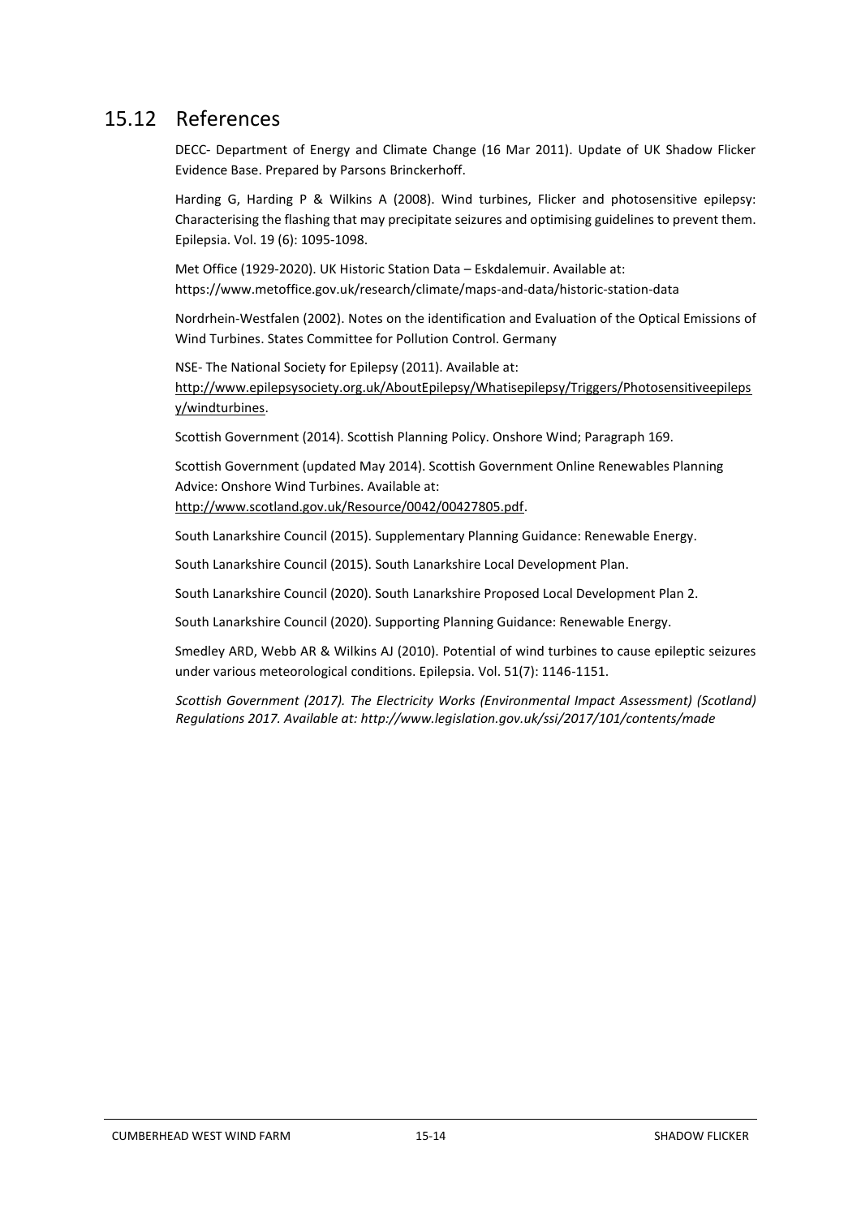## 15.12 References

DECC- Department of Energy and Climate Change (16 Mar 2011). Update of UK Shadow Flicker Evidence Base. Prepared by Parsons Brinckerhoff.

Harding G, Harding P & Wilkins A (2008). Wind turbines, Flicker and photosensitive epilepsy: Characterising the flashing that may precipitate seizures and optimising guidelines to prevent them. Epilepsia. Vol. 19 (6): 1095-1098.

Met Office (1929-2020). UK Historic Station Data – Eskdalemuir. Available at: https://www.metoffice.gov.uk/research/climate/maps-and-data/historic-station-data

Nordrhein-Westfalen (2002). Notes on the identification and Evaluation of the Optical Emissions of Wind Turbines. States Committee for Pollution Control. Germany

NSE- The National Society for Epilepsy (2011). Available at: http://www.epilepsysociety.org.uk/AboutEpilepsy/Whatisepilepsy/Triggers/Photosensitiveepilepsy/windturbines.

Scottish Government (2014). Scottish Planning Policy. Onshore Wind; Paragraph 169.

Scottish Government (updated May 2014). Scottish Government Online Renewables Planning Advice: Onshore Wind Turbines. Available at: http://www.scotland.gov.uk/Resource/0042/00427805.pdf.

South Lanarkshire Council (2015). Supplementary Planning Guidance: Renewable Energy.

South Lanarkshire Council (2015). South Lanarkshire Local Development Plan.

South Lanarkshire Council (2020). South Lanarkshire Proposed Local Development Plan 2.

South Lanarkshire Council (2020). Supporting Planning Guidance: Renewable Energy.

Smedley ARD, Webb AR & Wilkins AJ (2010). Potential of wind turbines to cause epileptic seizures under various meteorological conditions. Epilepsia. Vol. 51(7): 1146-1151.

*Scottish Government (2017). The Electricity Works (Environmental Impact Assessment) (Scotland) Regulations 2017. Available at: http://www.legislation.gov.uk/ssi/2017/101/contents/made*